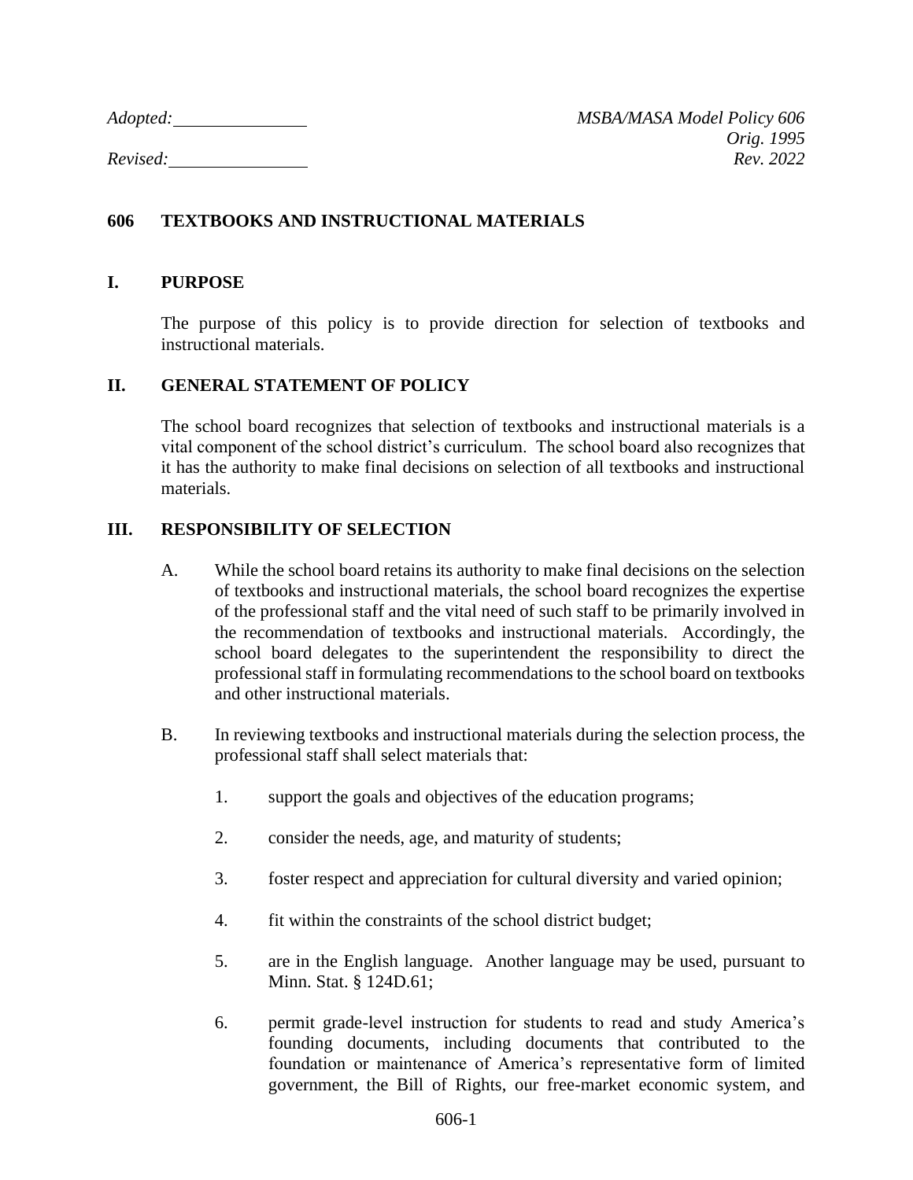*Adopted:* ______________ *MSBA/MASA Model Policy 606*
*Orig. 1995*
*Revised:* ______________ *Rev. 2022*

# 606 TEXTBOOKS AND INSTRUCTIONAL MATERIALS

## I. PURPOSE

The purpose of this policy is to provide direction for selection of textbooks and instructional materials.

## II. GENERAL STATEMENT OF POLICY

The school board recognizes that selection of textbooks and instructional materials is a vital component of the school district's curriculum. The school board also recognizes that it has the authority to make final decisions on selection of all textbooks and instructional materials.

## III. RESPONSIBILITY OF SELECTION

A. While the school board retains its authority to make final decisions on the selection of textbooks and instructional materials, the school board recognizes the expertise of the professional staff and the vital need of such staff to be primarily involved in the recommendation of textbooks and instructional materials. Accordingly, the school board delegates to the superintendent the responsibility to direct the professional staff in formulating recommendations to the school board on textbooks and other instructional materials.

B. In reviewing textbooks and instructional materials during the selection process, the professional staff shall select materials that:

1. support the goals and objectives of the education programs;

2. consider the needs, age, and maturity of students;

3. foster respect and appreciation for cultural diversity and varied opinion;

4. fit within the constraints of the school district budget;

5. are in the English language. Another language may be used, pursuant to Minn. Stat. § 124D.61;

6. permit grade-level instruction for students to read and study America's founding documents, including documents that contributed to the foundation or maintenance of America's representative form of limited government, the Bill of Rights, our free-market economic system, and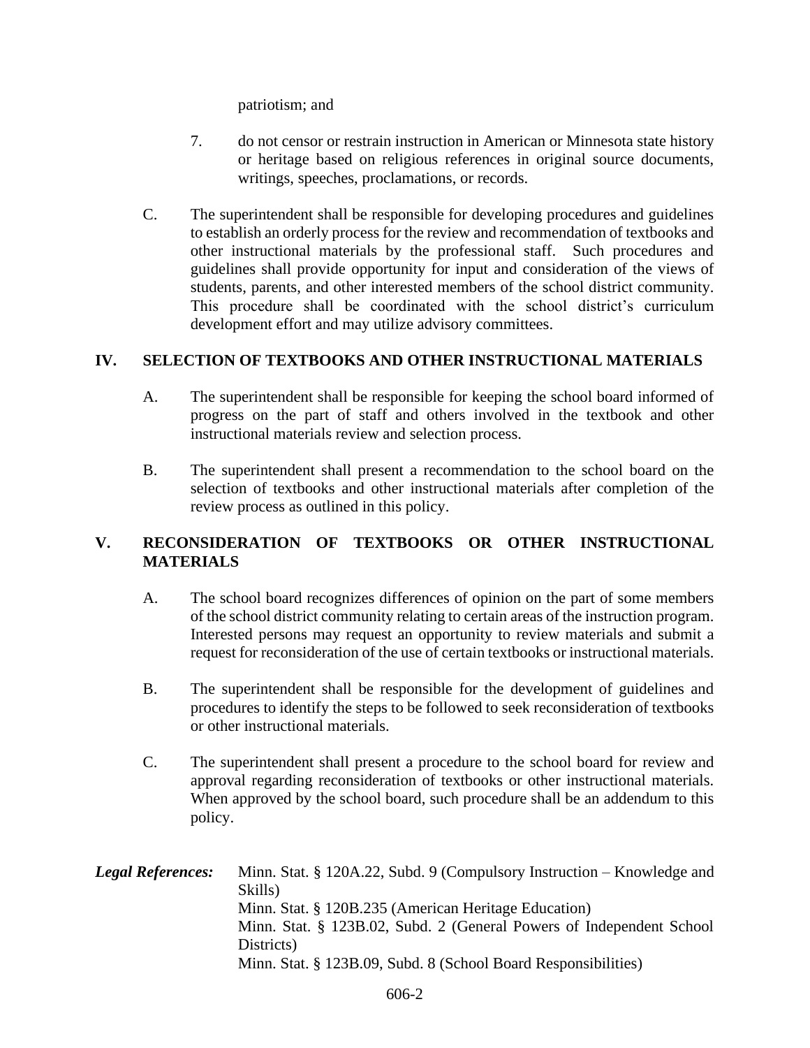patriotism; and

7. do not censor or restrain instruction in American or Minnesota state history or heritage based on religious references in original source documents, writings, speeches, proclamations, or records.

C. The superintendent shall be responsible for developing procedures and guidelines to establish an orderly process for the review and recommendation of textbooks and other instructional materials by the professional staff. Such procedures and guidelines shall provide opportunity for input and consideration of the views of students, parents, and other interested members of the school district community. This procedure shall be coordinated with the school district's curriculum development effort and may utilize advisory committees.

## IV. SELECTION OF TEXTBOOKS AND OTHER INSTRUCTIONAL MATERIALS

A. The superintendent shall be responsible for keeping the school board informed of progress on the part of staff and others involved in the textbook and other instructional materials review and selection process.

B. The superintendent shall present a recommendation to the school board on the selection of textbooks and other instructional materials after completion of the review process as outlined in this policy.

## V. RECONSIDERATION OF TEXTBOOKS OR OTHER INSTRUCTIONAL MATERIALS

A. The school board recognizes differences of opinion on the part of some members of the school district community relating to certain areas of the instruction program. Interested persons may request an opportunity to review materials and submit a request for reconsideration of the use of certain textbooks or instructional materials.

B. The superintendent shall be responsible for the development of guidelines and procedures to identify the steps to be followed to seek reconsideration of textbooks or other instructional materials.

C. The superintendent shall present a procedure to the school board for review and approval regarding reconsideration of textbooks or other instructional materials. When approved by the school board, such procedure shall be an addendum to this policy.

***Legal References:***

Minn. Stat. § 120A.22, Subd. 9 (Compulsory Instruction – Knowledge and Skills)
Minn. Stat. § 120B.235 (American Heritage Education)
Minn. Stat. § 123B.02, Subd. 2 (General Powers of Independent School Districts)
Minn. Stat. § 123B.09, Subd. 8 (School Board Responsibilities)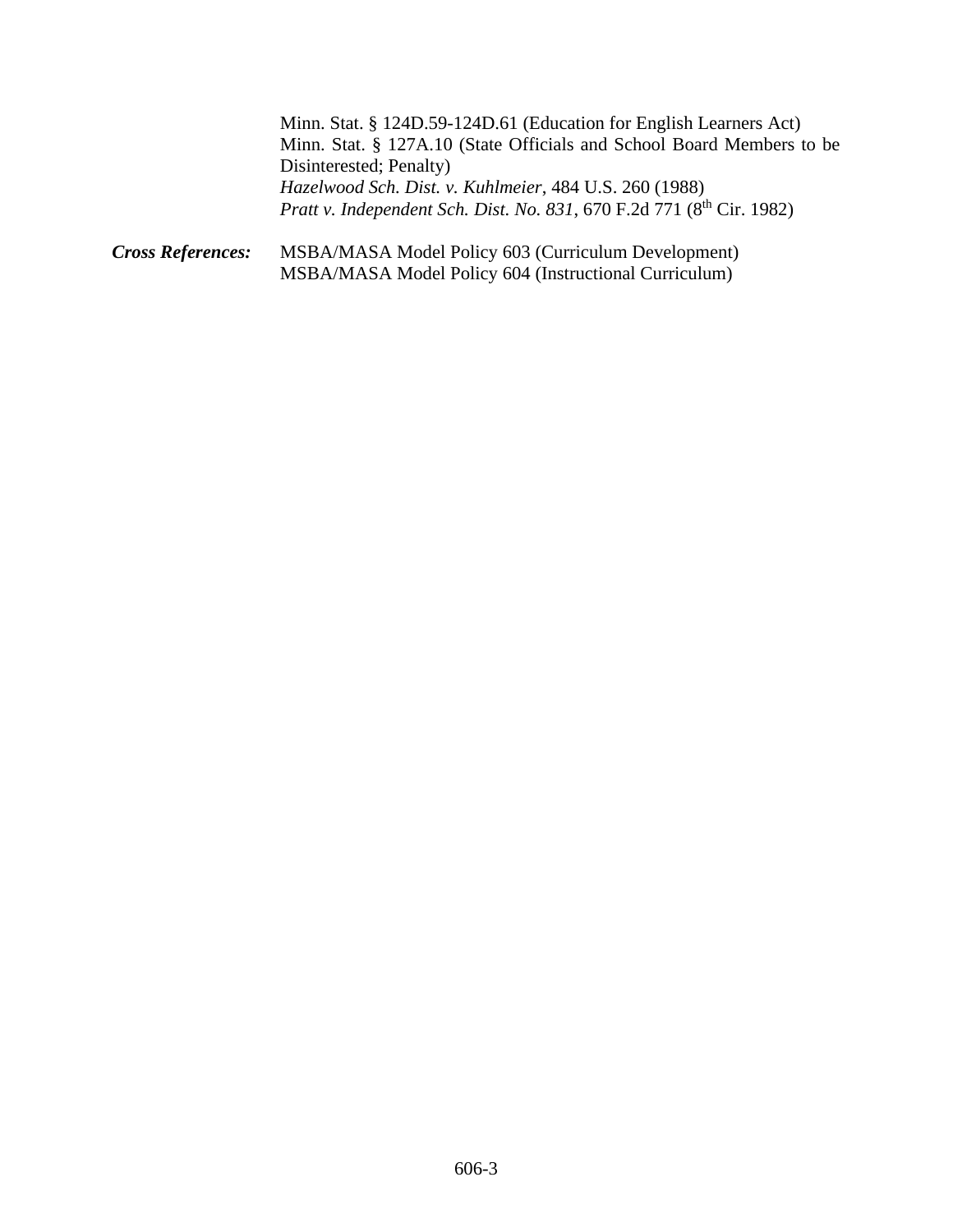Minn. Stat. § 124D.59-124D.61 (Education for English Learners Act)
Minn. Stat. § 127A.10 (State Officials and School Board Members to be Disinterested; Penalty)
*Hazelwood Sch. Dist. v. Kuhlmeier*, 484 U.S. 260 (1988)
*Pratt v. Independent Sch. Dist. No. 831*, 670 F.2d 771 (8th Cir. 1982)

***Cross References:*** MSBA/MASA Model Policy 603 (Curriculum Development)
MSBA/MASA Model Policy 604 (Instructional Curriculum)